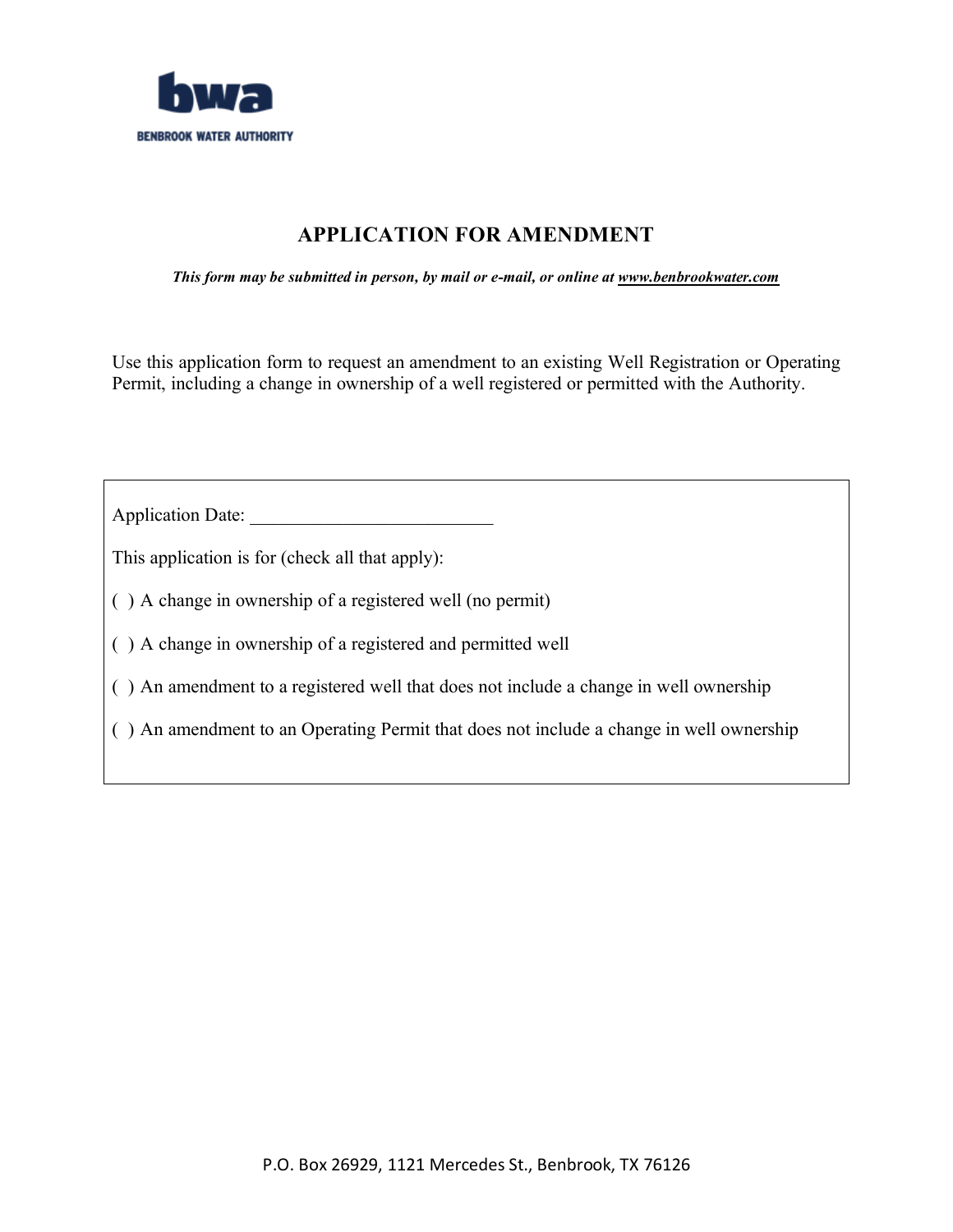**BENBROOK WATER AUTHORITY**

# APPLICATION FOR AMENDMENT

***This form may be submitted in person, by mail or e-mail, or online at [www.benbrookwater.com](http://www.benbrookwater.com)***

Use this application form to request an amendment to an existing Well Registration or Operating Permit, including a change in ownership of a well registered or permitted with the Authority.

Application Date: ___________________________

This application is for (check all that apply):

( ) A change in ownership of a registered well (no permit)

( ) A change in ownership of a registered and permitted well

( ) An amendment to a registered well that does not include a change in well ownership

( ) An amendment to an Operating Permit that does not include a change in well ownership

P.O. Box 26929, 1121 Mercedes St., Benbrook, TX 76126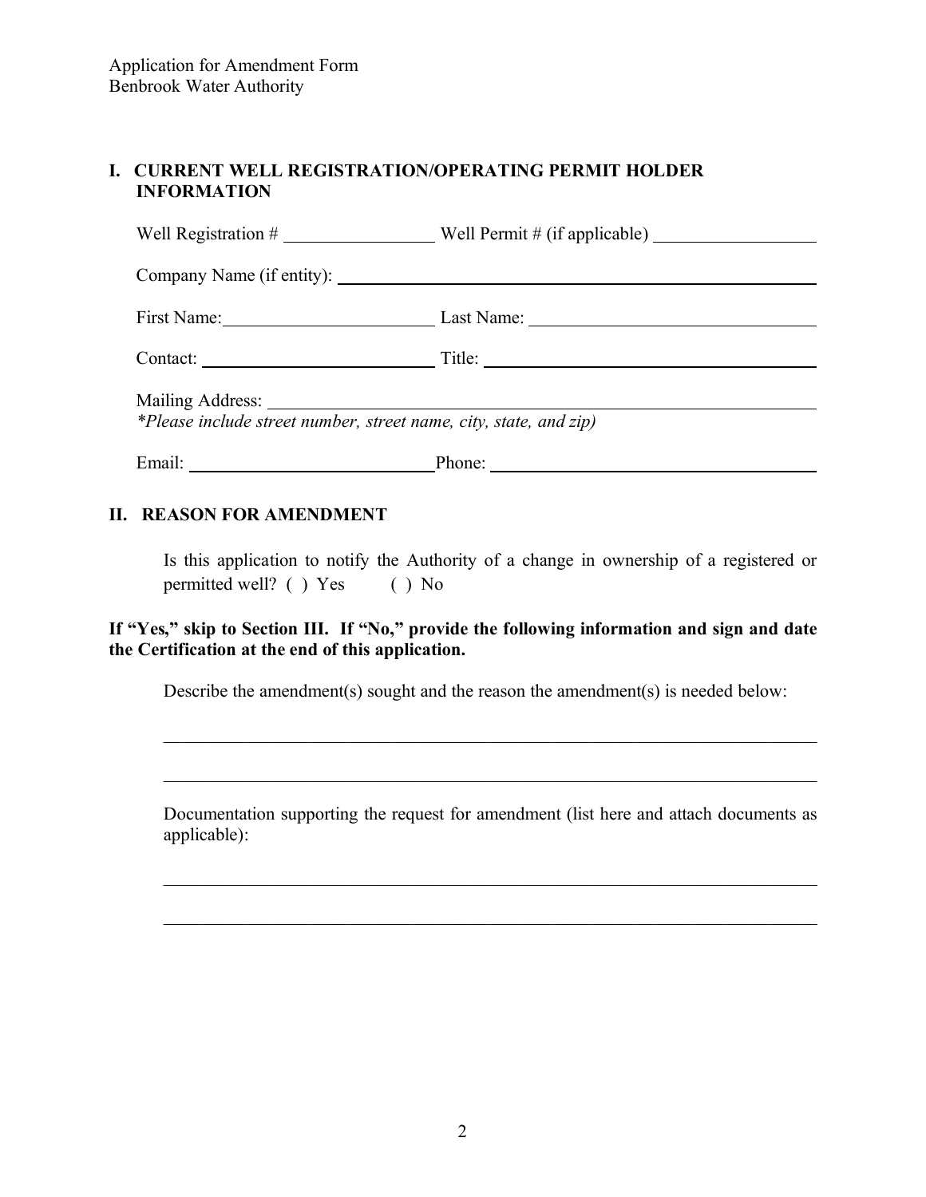Application for Amendment Form
Benbrook Water Authority

## I. CURRENT WELL REGISTRATION/OPERATING PERMIT HOLDER INFORMATION

Well Registration # ________________ Well Permit # (if applicable) ________________

Company Name (if entity): ________________________________________________

First Name: ______________________ Last Name: ____________________________

Contact: ________________________ Title: ________________________________

Mailing Address: ___________________________________________________________
*\*Please include street number, street name, city, state, and zip)*

Email: __________________________ Phone: ________________________________

## II. REASON FOR AMENDMENT

Is this application to notify the Authority of a change in ownership of a registered or permitted well? ( ) Yes ( ) No

**If "Yes," skip to Section III. If "No," provide the following information and sign and date the Certification at the end of this application.**

Describe the amendment(s) sought and the reason the amendment(s) is needed below:

___________________________________________________________________________

___________________________________________________________________________

Documentation supporting the request for amendment (list here and attach documents as applicable):

___________________________________________________________________________

___________________________________________________________________________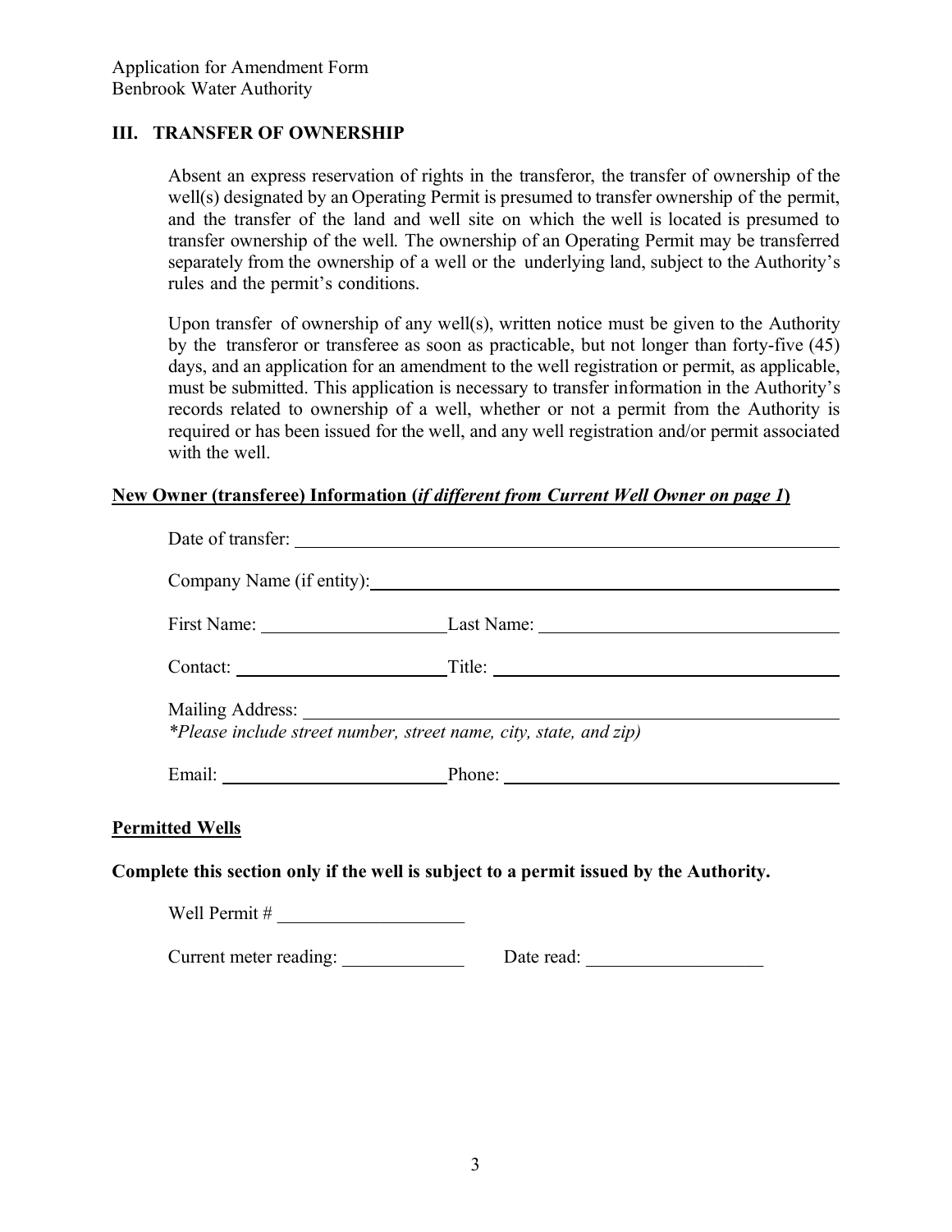## III. TRANSFER OF OWNERSHIP

Absent an express reservation of rights in the transferor, the transfer of ownership of the well(s) designated by an Operating Permit is presumed to transfer ownership of the permit, and the transfer of the land and well site on which the well is located is presumed to transfer ownership of the well. The ownership of an Operating Permit may be transferred separately from the ownership of a well or the underlying land, subject to the Authority's rules and the permit's conditions.

Upon transfer of ownership of any well(s), written notice must be given to the Authority by the transferor or transferee as soon as practicable, but not longer than forty-five (45) days, and an application for an amendment to the well registration or permit, as applicable, must be submitted. This application is necessary to transfer information in the Authority's records related to ownership of a well, whether or not a permit from the Authority is required or has been issued for the well, and any well registration and/or permit associated with the well.

**New Owner (transferee) Information (*if different from Current Well Owner on page 1*)**

Date of transfer: ______________________________

Company Name (if entity): ______________________________

First Name: ____________________ Last Name: ______________________________

Contact: ____________________ Title: ______________________________

Mailing Address: ______________________________

*\*Please include street number, street name, city, state, and zip)*

Email: ____________________ Phone: ______________________________

**Permitted Wells**

**Complete this section only if the well is subject to a permit issued by the Authority.**

Well Permit # ____________________

Current meter reading: _____________ Date read: ___________________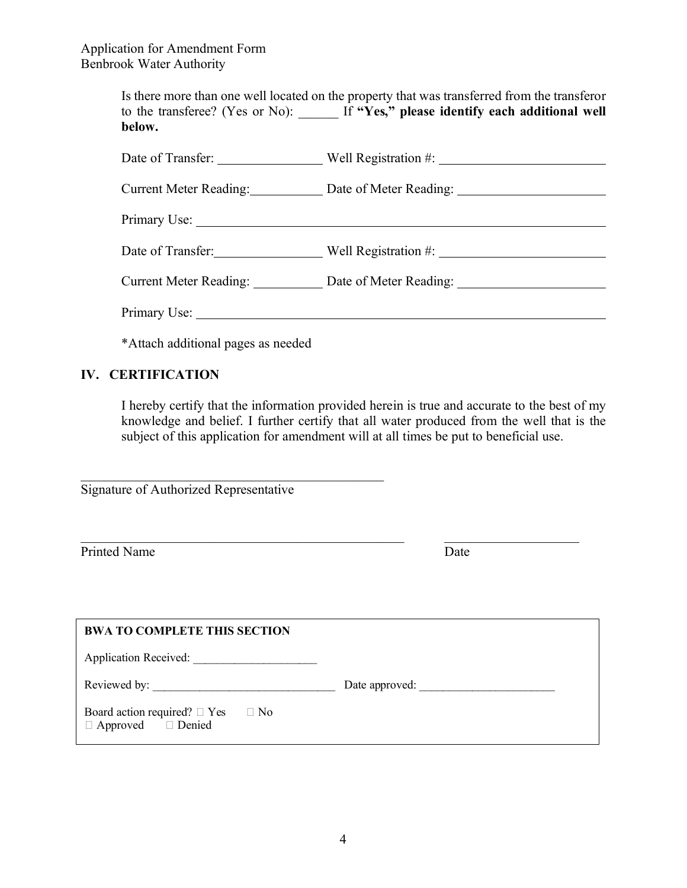Is there more than one well located on the property that was transferred from the transferor to the transferee? (Yes or No): ______ If **"Yes," please identify each additional well below.**

Date of Transfer: ________________ Well Registration #: _________________________

Current Meter Reading: ___________ Date of Meter Reading: ______________________

Primary Use: _____________________________________________________________

Date of Transfer: ________________ Well Registration #: _________________________

Current Meter Reading: ___________ Date of Meter Reading: ______________________

Primary Use: _____________________________________________________________

*Attach additional pages as needed

## IV. CERTIFICATION

I hereby certify that the information provided herein is true and accurate to the best of my knowledge and belief. I further certify that all water produced from the well that is the subject of this application for amendment will at all times be put to beneficial use.

_______________________________________________
Signature of Authorized Representative

_____________________________________________________ _____________________
Printed Name Date

**BWA TO COMPLETE THIS SECTION**

Application Received: _____________________

Reviewed by: _______________________________ Date approved: _______________________

Board action required? ☐ Yes ☐ No
☐ Approved ☐ Denied